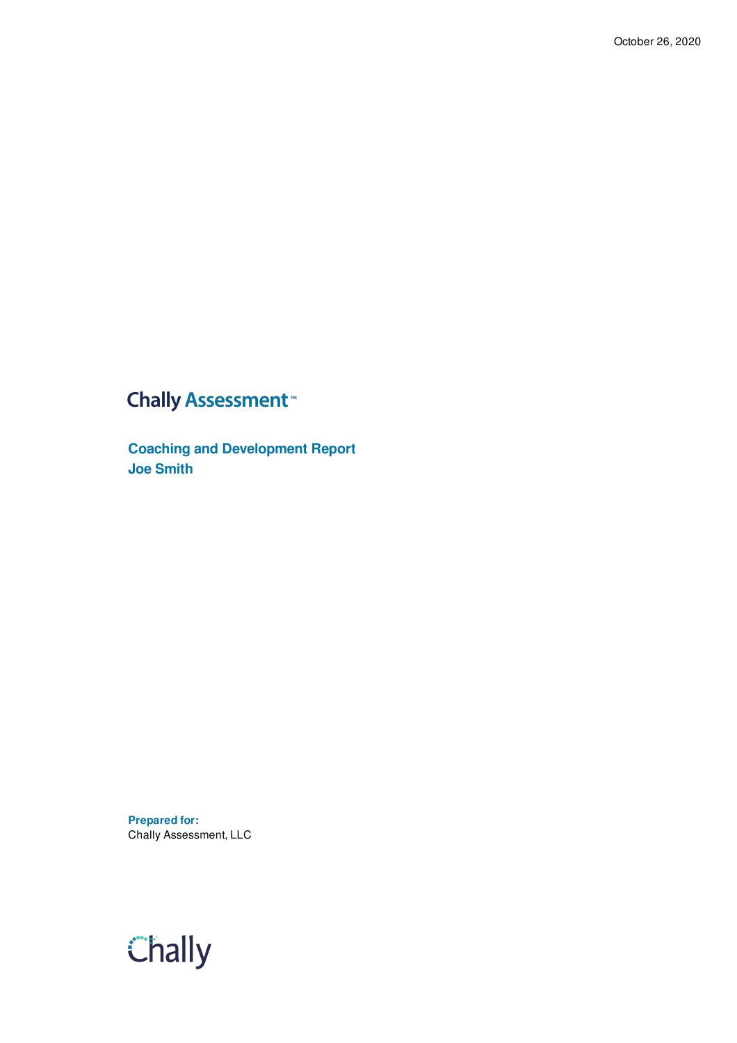October 26, 2020

Chally Assessment™

# Coaching and Development Report
## Joe Smith

**Prepared for:**
Chally Assessment, LLC

Chally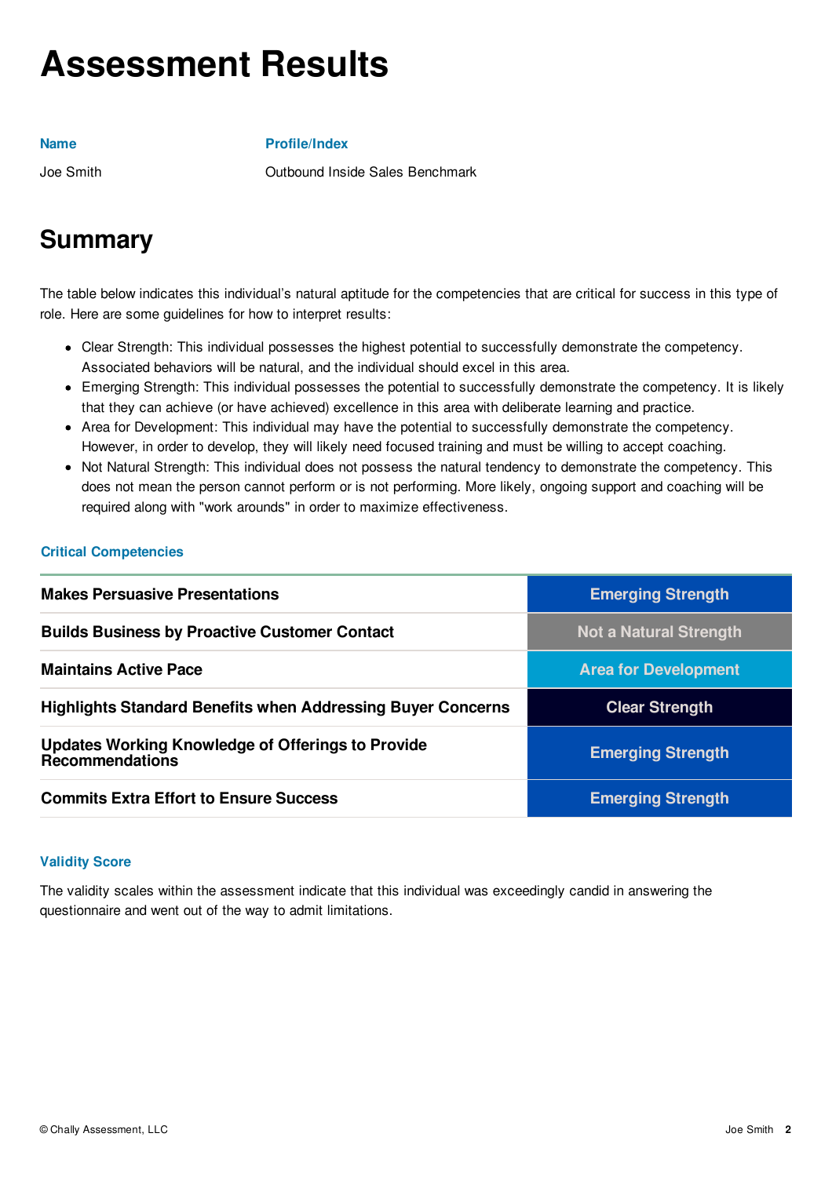# Assessment Results

| Name | Profile/Index |
| --- | --- |
| Joe Smith | Outbound Inside Sales Benchmark |

## Summary

The table below indicates this individual's natural aptitude for the competencies that are critical for success in this type of role. Here are some guidelines for how to interpret results:

- Clear Strength: This individual possesses the highest potential to successfully demonstrate the competency. Associated behaviors will be natural, and the individual should excel in this area.
- Emerging Strength: This individual possesses the potential to successfully demonstrate the competency. It is likely that they can achieve (or have achieved) excellence in this area with deliberate learning and practice.
- Area for Development: This individual may have the potential to successfully demonstrate the competency. However, in order to develop, they will likely need focused training and must be willing to accept coaching.
- Not Natural Strength: This individual does not possess the natural tendency to demonstrate the competency. This does not mean the person cannot perform or is not performing. More likely, ongoing support and coaching will be required along with "work arounds" in order to maximize effectiveness.

### Critical Competencies

| Competency | Result |
| --- | --- |
| **Makes Persuasive Presentations** | Emerging Strength |
| **Builds Business by Proactive Customer Contact** | Not a Natural Strength |
| **Maintains Active Pace** | Area for Development |
| **Highlights Standard Benefits when Addressing Buyer Concerns** | Clear Strength |
| **Updates Working Knowledge of Offerings to Provide Recommendations** | Emerging Strength |
| **Commits Extra Effort to Ensure Success** | Emerging Strength |

### Validity Score

The validity scales within the assessment indicate that this individual was exceedingly candid in answering the questionnaire and went out of the way to admit limitations.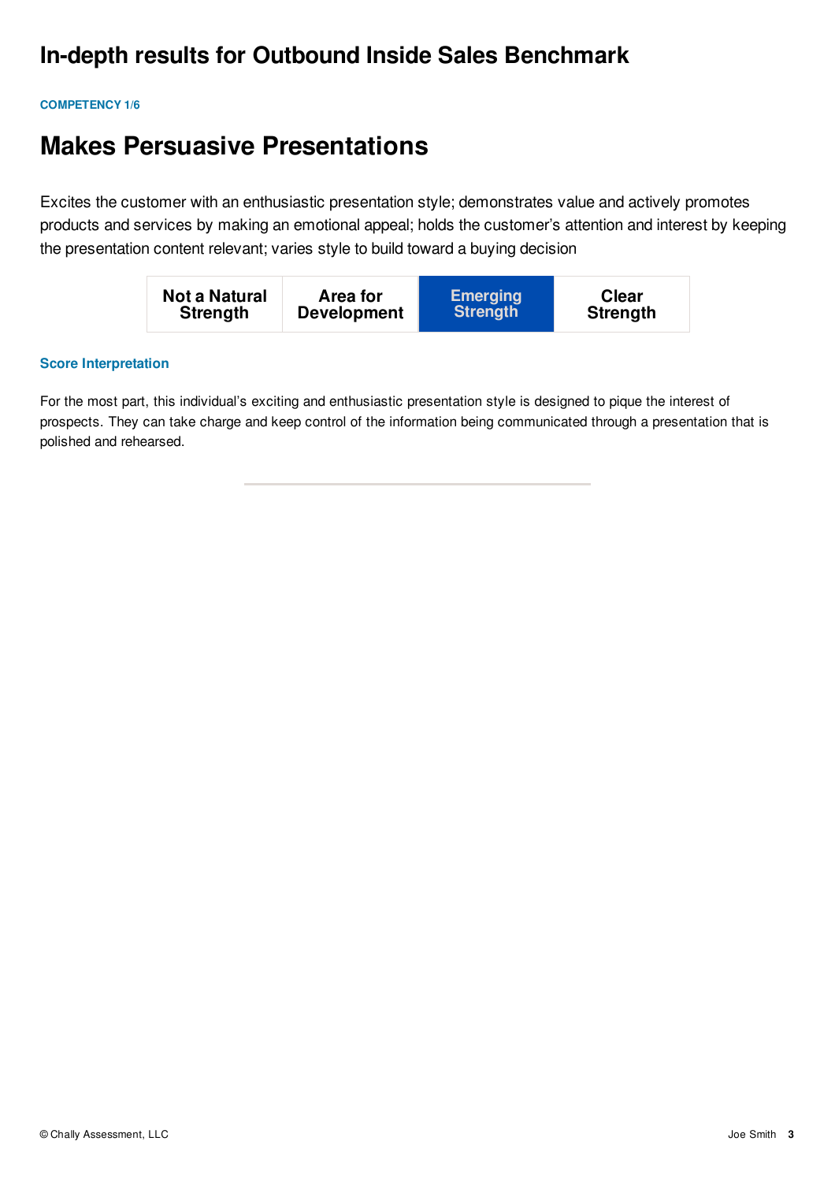# In-depth results for Outbound Inside Sales Benchmark

COMPETENCY 1/6

## Makes Persuasive Presentations

Excites the customer with an enthusiastic presentation style; demonstrates value and actively promotes products and services by making an emotional appeal; holds the customer's attention and interest by keeping the presentation content relevant; varies style to build toward a buying decision

| Not a Natural Strength | Area for Development | **Emerging Strength** | Clear Strength |
|---|---|---|---|

### Score Interpretation

For the most part, this individual's exciting and enthusiastic presentation style is designed to pique the interest of prospects. They can take charge and keep control of the information being communicated through a presentation that is polished and rehearsed.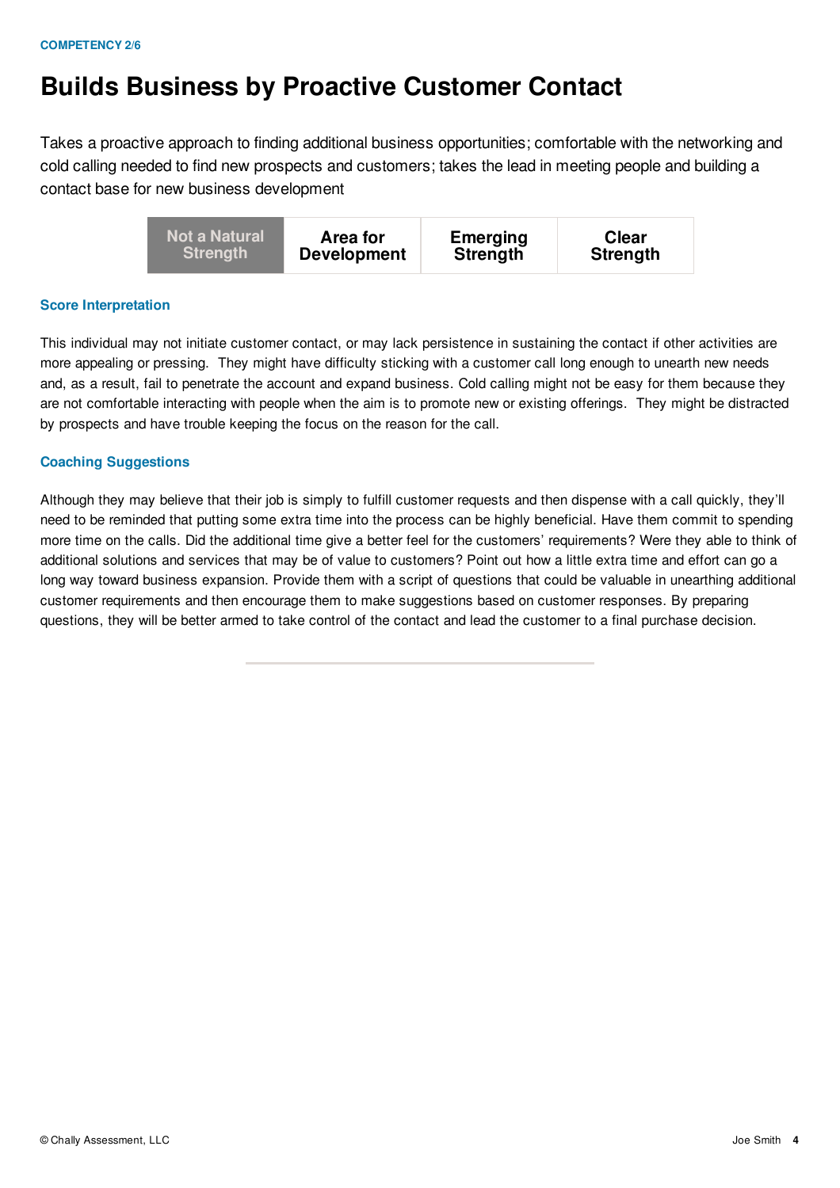COMPETENCY 2/6

# Builds Business by Proactive Customer Contact

Takes a proactive approach to finding additional business opportunities; comfortable with the networking and cold calling needed to find new prospects and customers; takes the lead in meeting people and building a contact base for new business development

| Not a Natural Strength | Area for Development | Emerging Strength | Clear Strength |
|---|---|---|---|

### Score Interpretation

This individual may not initiate customer contact, or may lack persistence in sustaining the contact if other activities are more appealing or pressing. They might have difficulty sticking with a customer call long enough to unearth new needs and, as a result, fail to penetrate the account and expand business. Cold calling might not be easy for them because they are not comfortable interacting with people when the aim is to promote new or existing offerings. They might be distracted by prospects and have trouble keeping the focus on the reason for the call.

### Coaching Suggestions

Although they may believe that their job is simply to fulfill customer requests and then dispense with a call quickly, they'll need to be reminded that putting some extra time into the process can be highly beneficial. Have them commit to spending more time on the calls. Did the additional time give a better feel for the customers' requirements? Were they able to think of additional solutions and services that may be of value to customers? Point out how a little extra time and effort can go a long way toward business expansion. Provide them with a script of questions that could be valuable in unearthing additional customer requirements and then encourage them to make suggestions based on customer responses. By preparing questions, they will be better armed to take control of the contact and lead the customer to a final purchase decision.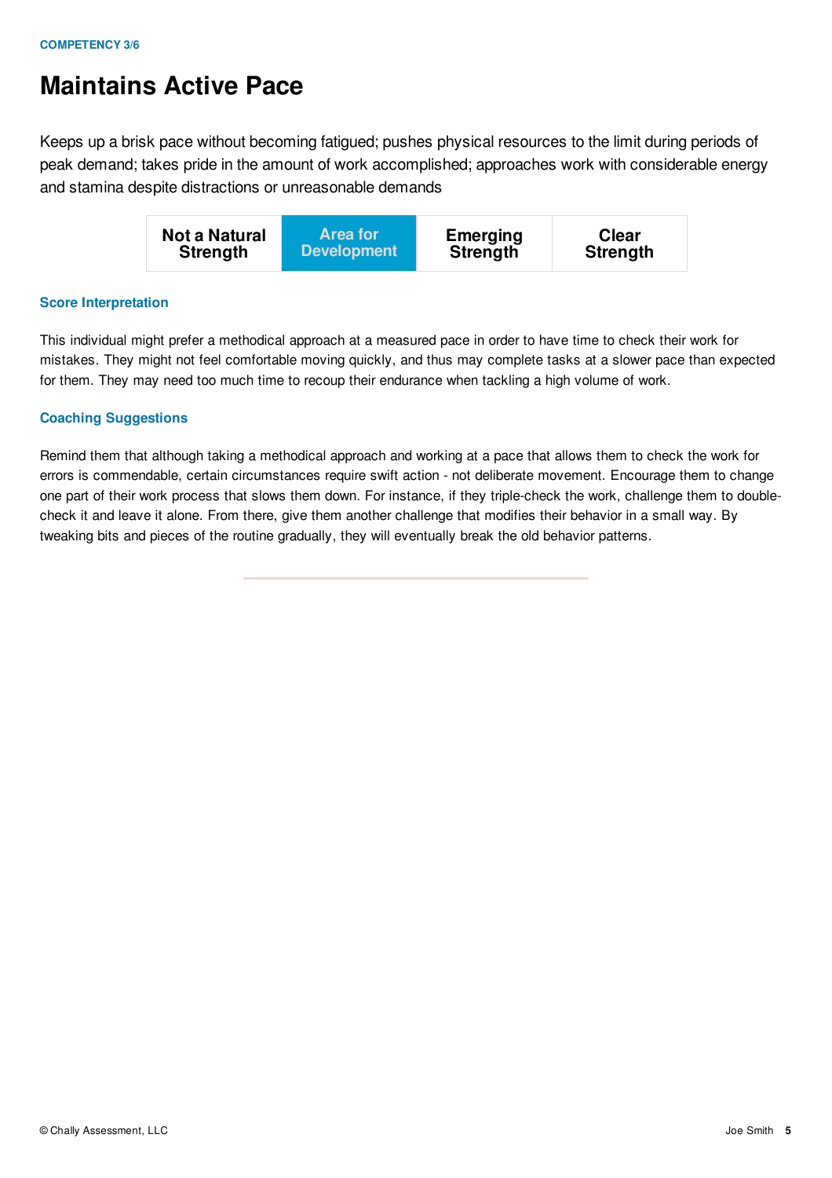COMPETENCY 3/6

# Maintains Active Pace

Keeps up a brisk pace without becoming fatigued; pushes physical resources to the limit during periods of peak demand; takes pride in the amount of work accomplished; approaches work with considerable energy and stamina despite distractions or unreasonable demands

| Not a Natural Strength | **Area for Development** | Emerging Strength | Clear Strength |
|---|---|---|---|

### Score Interpretation

This individual might prefer a methodical approach at a measured pace in order to have time to check their work for mistakes. They might not feel comfortable moving quickly, and thus may complete tasks at a slower pace than expected for them. They may need too much time to recoup their endurance when tackling a high volume of work.

### Coaching Suggestions

Remind them that although taking a methodical approach and working at a pace that allows them to check the work for errors is commendable, certain circumstances require swift action - not deliberate movement. Encourage them to change one part of their work process that slows them down. For instance, if they triple-check the work, challenge them to double-check it and leave it alone. From there, give them another challenge that modifies their behavior in a small way. By tweaking bits and pieces of the routine gradually, they will eventually break the old behavior patterns.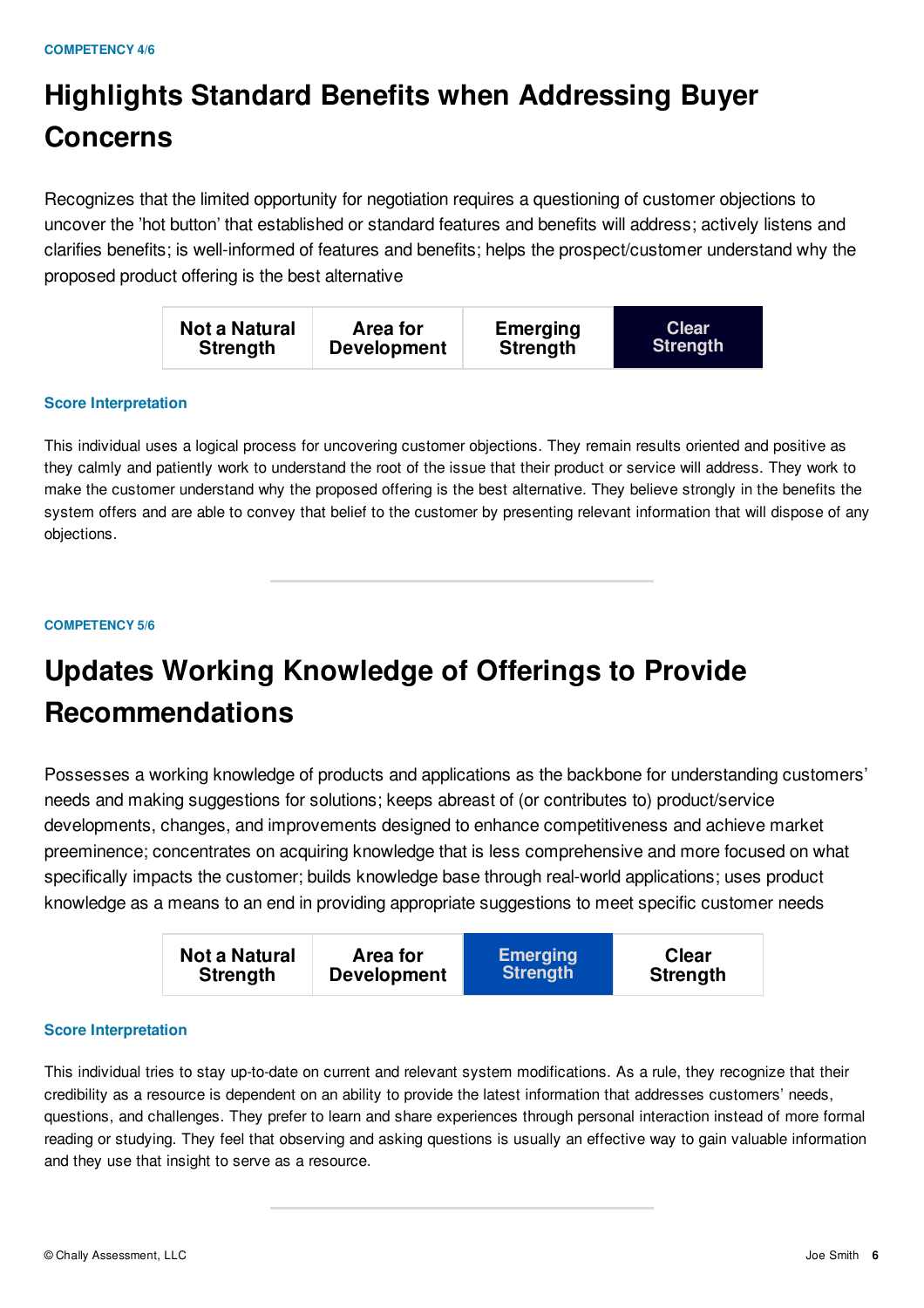COMPETENCY 4/6

# Highlights Standard Benefits when Addressing Buyer Concerns

Recognizes that the limited opportunity for negotiation requires a questioning of customer objections to uncover the 'hot button' that established or standard features and benefits will address; actively listens and clarifies benefits; is well-informed of features and benefits; helps the prospect/customer understand why the proposed product offering is the best alternative

| Not a Natural Strength | Area for Development | Emerging Strength | **Clear Strength** |
|---|---|---|---|

### Score Interpretation

This individual uses a logical process for uncovering customer objections. They remain results oriented and positive as they calmly and patiently work to understand the root of the issue that their product or service will address. They work to make the customer understand why the proposed offering is the best alternative. They believe strongly in the benefits the system offers and are able to convey that belief to the customer by presenting relevant information that will dispose of any objections.

---

COMPETENCY 5/6

# Updates Working Knowledge of Offerings to Provide Recommendations

Possesses a working knowledge of products and applications as the backbone for understanding customers' needs and making suggestions for solutions; keeps abreast of (or contributes to) product/service developments, changes, and improvements designed to enhance competitiveness and achieve market preeminence; concentrates on acquiring knowledge that is less comprehensive and more focused on what specifically impacts the customer; builds knowledge base through real-world applications; uses product knowledge as a means to an end in providing appropriate suggestions to meet specific customer needs

| Not a Natural Strength | Area for Development | **Emerging Strength** | Clear Strength |
|---|---|---|---|

### Score Interpretation

This individual tries to stay up-to-date on current and relevant system modifications. As a rule, they recognize that their credibility as a resource is dependent on an ability to provide the latest information that addresses customers' needs, questions, and challenges. They prefer to learn and share experiences through personal interaction instead of more formal reading or studying. They feel that observing and asking questions is usually an effective way to gain valuable information and they use that insight to serve as a resource.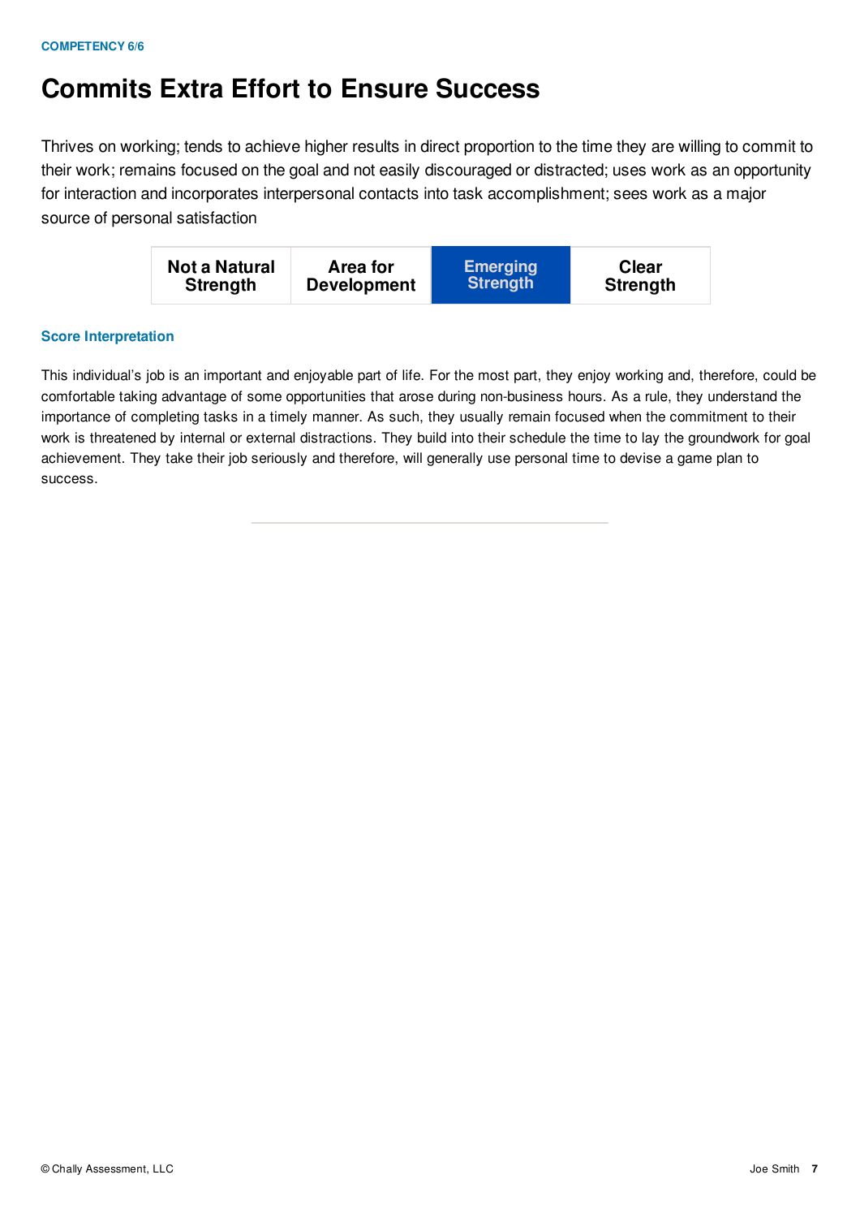COMPETENCY 6/6

# Commits Extra Effort to Ensure Success

Thrives on working; tends to achieve higher results in direct proportion to the time they are willing to commit to their work; remains focused on the goal and not easily discouraged or distracted; uses work as an opportunity for interaction and incorporates interpersonal contacts into task accomplishment; sees work as a major source of personal satisfaction

| Not a Natural Strength | Area for Development | **Emerging Strength** | Clear Strength |
|---|---|---|---|

### Score Interpretation

This individual's job is an important and enjoyable part of life. For the most part, they enjoy working and, therefore, could be comfortable taking advantage of some opportunities that arose during non-business hours. As a rule, they understand the importance of completing tasks in a timely manner. As such, they usually remain focused when the commitment to their work is threatened by internal or external distractions. They build into their schedule the time to lay the groundwork for goal achievement. They take their job seriously and therefore, will generally use personal time to devise a game plan to success.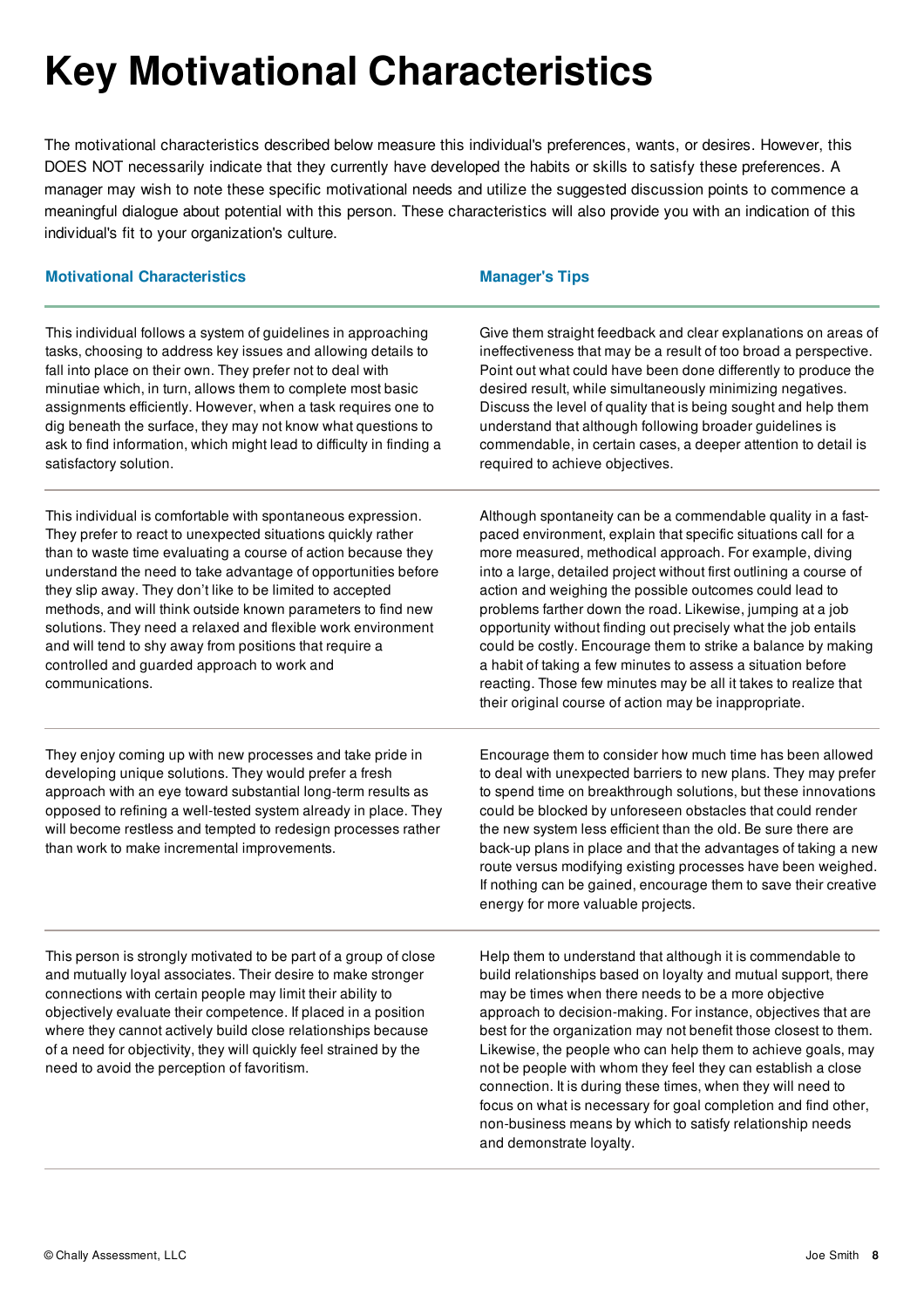# Key Motivational Characteristics

The motivational characteristics described below measure this individual's preferences, wants, or desires. However, this DOES NOT necessarily indicate that they currently have developed the habits or skills to satisfy these preferences. A manager may wish to note these specific motivational needs and utilize the suggested discussion points to commence a meaningful dialogue about potential with this person. These characteristics will also provide you with an indication of this individual's fit to your organization's culture.

| Motivational Characteristics | Manager's Tips |
| --- | --- |
| This individual follows a system of guidelines in approaching tasks, choosing to address key issues and allowing details to fall into place on their own. They prefer not to deal with minutiae which, in turn, allows them to complete most basic assignments efficiently. However, when a task requires one to dig beneath the surface, they may not know what questions to ask to find information, which might lead to difficulty in finding a satisfactory solution. | Give them straight feedback and clear explanations on areas of ineffectiveness that may be a result of too broad a perspective. Point out what could have been done differently to produce the desired result, while simultaneously minimizing negatives. Discuss the level of quality that is being sought and help them understand that although following broader guidelines is commendable, in certain cases, a deeper attention to detail is required to achieve objectives. |
| This individual is comfortable with spontaneous expression. They prefer to react to unexpected situations quickly rather than to waste time evaluating a course of action because they understand the need to take advantage of opportunities before they slip away. They don't like to be limited to accepted methods, and will think outside known parameters to find new solutions. They need a relaxed and flexible work environment and will tend to shy away from positions that require a controlled and guarded approach to work and communications. | Although spontaneity can be a commendable quality in a fast-paced environment, explain that specific situations call for a more measured, methodical approach. For example, diving into a large, detailed project without first outlining a course of action and weighing the possible outcomes could lead to problems farther down the road. Likewise, jumping at a job opportunity without finding out precisely what the job entails could be costly. Encourage them to strike a balance by making a habit of taking a few minutes to assess a situation before reacting. Those few minutes may be all it takes to realize that their original course of action may be inappropriate. |
| They enjoy coming up with new processes and take pride in developing unique solutions. They would prefer a fresh approach with an eye toward substantial long-term results as opposed to refining a well-tested system already in place. They will become restless and tempted to redesign processes rather than work to make incremental improvements. | Encourage them to consider how much time has been allowed to deal with unexpected barriers to new plans. They may prefer to spend time on breakthrough solutions, but these innovations could be blocked by unforeseen obstacles that could render the new system less efficient than the old. Be sure there are back-up plans in place and that the advantages of taking a new route versus modifying existing processes have been weighed. If nothing can be gained, encourage them to save their creative energy for more valuable projects. |
| This person is strongly motivated to be part of a group of close and mutually loyal associates. Their desire to make stronger connections with certain people may limit their ability to objectively evaluate their competence. If placed in a position where they cannot actively build close relationships because of a need for objectivity, they will quickly feel strained by the need to avoid the perception of favoritism. | Help them to understand that although it is commendable to build relationships based on loyalty and mutual support, there may be times when there needs to be a more objective approach to decision-making. For instance, objectives that are best for the organization may not benefit those closest to them. Likewise, the people who can help them to achieve goals, may not be people with whom they feel they can establish a close connection. It is during these times, when they will need to focus on what is necessary for goal completion and find other, non-business means by which to satisfy relationship needs and demonstrate loyalty. |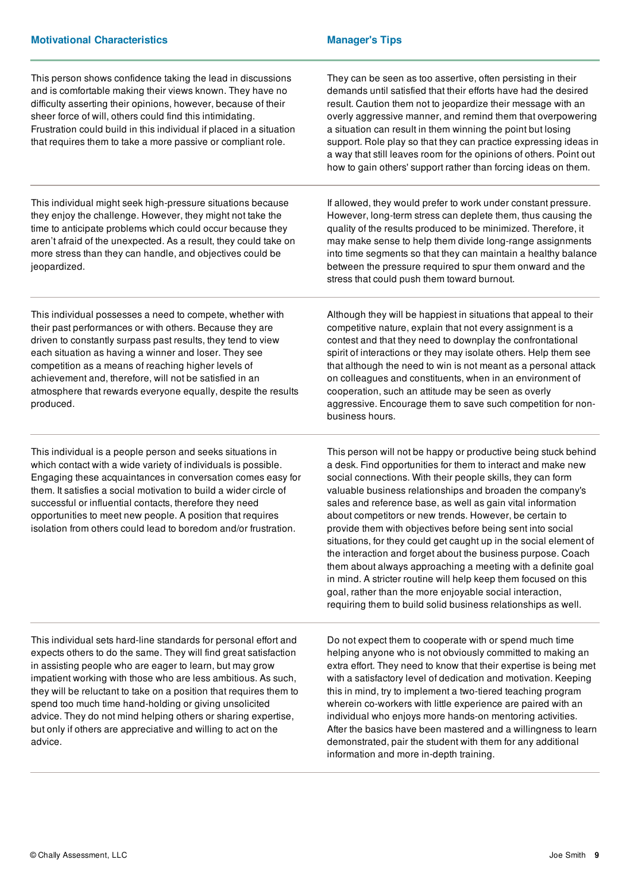| Motivational Characteristics | Manager's Tips |
| --- | --- |
| This person shows confidence taking the lead in discussions and is comfortable making their views known. They have no difficulty asserting their opinions, however, because of their sheer force of will, others could find this intimidating. Frustration could build in this individual if placed in a situation that requires them to take a more passive or compliant role. | They can be seen as too assertive, often persisting in their demands until satisfied that their efforts have had the desired result. Caution them not to jeopardize their message with an overly aggressive manner, and remind them that overpowering a situation can result in them winning the point but losing support. Role play so that they can practice expressing ideas in a way that still leaves room for the opinions of others. Point out how to gain others' support rather than forcing ideas on them. |
| This individual might seek high-pressure situations because they enjoy the challenge. However, they might not take the time to anticipate problems which could occur because they aren't afraid of the unexpected. As a result, they could take on more stress than they can handle, and objectives could be jeopardized. | If allowed, they would prefer to work under constant pressure. However, long-term stress can deplete them, thus causing the quality of the results produced to be minimized. Therefore, it may make sense to help them divide long-range assignments into time segments so that they can maintain a healthy balance between the pressure required to spur them onward and the stress that could push them toward burnout. |
| This individual possesses a need to compete, whether with their past performances or with others. Because they are driven to constantly surpass past results, they tend to view each situation as having a winner and loser. They see competition as a means of reaching higher levels of achievement and, therefore, will not be satisfied in an atmosphere that rewards everyone equally, despite the results produced. | Although they will be happiest in situations that appeal to their competitive nature, explain that not every assignment is a contest and that they need to downplay the confrontational spirit of interactions or they may isolate others. Help them see that although the need to win is not meant as a personal attack on colleagues and constituents, when in an environment of cooperation, such an attitude may be seen as overly aggressive. Encourage them to save such competition for non-business hours. |
| This individual is a people person and seeks situations in which contact with a wide variety of individuals is possible. Engaging these acquaintances in conversation comes easy for them. It satisfies a social motivation to build a wider circle of successful or influential contacts, therefore they need opportunities to meet new people. A position that requires isolation from others could lead to boredom and/or frustration. | This person will not be happy or productive being stuck behind a desk. Find opportunities for them to interact and make new social connections. With their people skills, they can form valuable business relationships and broaden the company's sales and reference base, as well as gain vital information about competitors or new trends. However, be certain to provide them with objectives before being sent into social situations, for they could get caught up in the social element of the interaction and forget about the business purpose. Coach them about always approaching a meeting with a definite goal in mind. A stricter routine will help keep them focused on this goal, rather than the more enjoyable social interaction, requiring them to build solid business relationships as well. |
| This individual sets hard-line standards for personal effort and expects others to do the same. They will find great satisfaction in assisting people who are eager to learn, but may grow impatient working with those who are less ambitious. As such, they will be reluctant to take on a position that requires them to spend too much time hand-holding or giving unsolicited advice. They do not mind helping others or sharing expertise, but only if others are appreciative and willing to act on the advice. | Do not expect them to cooperate with or spend much time helping anyone who is not obviously committed to making an extra effort. They need to know that their expertise is being met with a satisfactory level of dedication and motivation. Keeping this in mind, try to implement a two-tiered teaching program wherein co-workers with little experience are paired with an individual who enjoys more hands-on mentoring activities. After the basics have been mastered and a willingness to learn demonstrated, pair the student with them for any additional information and more in-depth training. |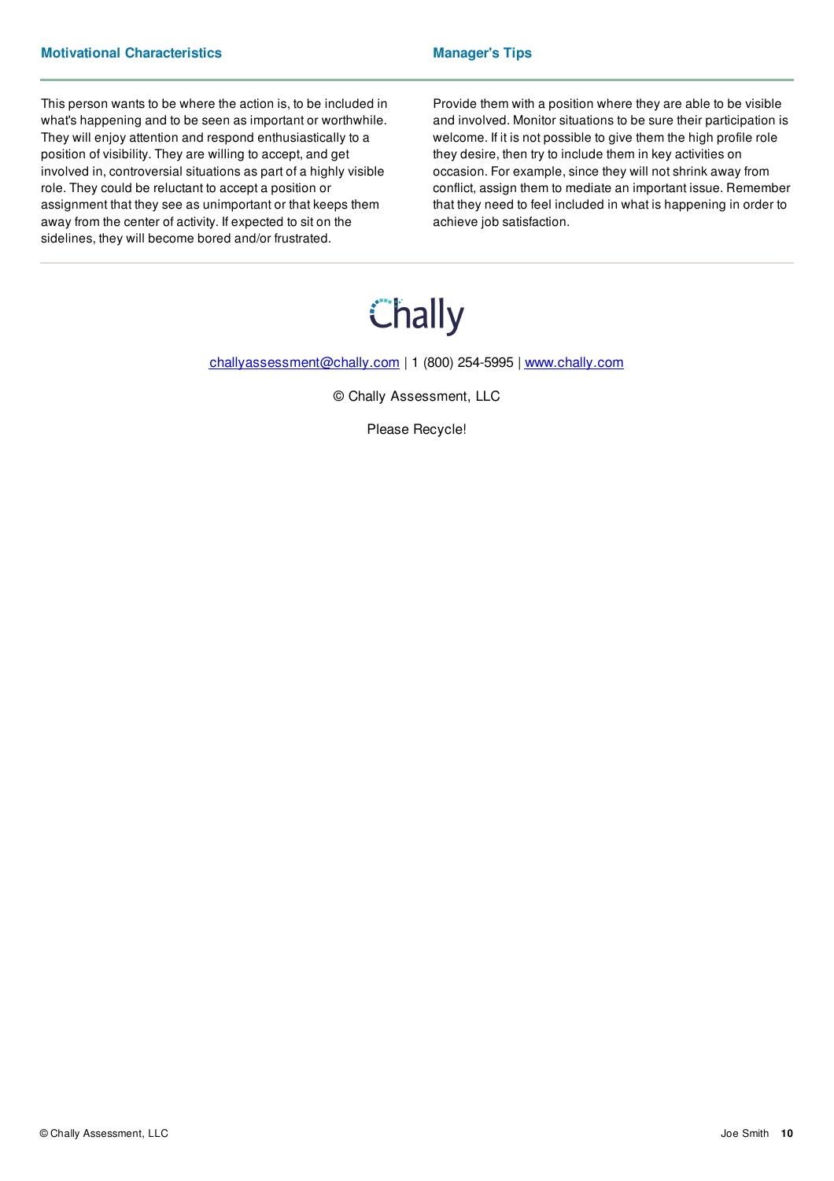### Motivational Characteristics

This person wants to be where the action is, to be included in what's happening and to be seen as important or worthwhile. They will enjoy attention and respond enthusiastically to a position of visibility. They are willing to accept, and get involved in, controversial situations as part of a highly visible role. They could be reluctant to accept a position or assignment that they see as unimportant or that keeps them away from the center of activity. If expected to sit on the sidelines, they will become bored and/or frustrated.

### Manager's Tips

Provide them with a position where they are able to be visible and involved. Monitor situations to be sure their participation is welcome. If it is not possible to give them the high profile role they desire, then try to include them in key activities on occasion. For example, since they will not shrink away from conflict, assign them to mediate an important issue. Remember that they need to feel included in what is happening in order to achieve job satisfaction.

---

Chally

[challyassessment@chally.com](mailto:challyassessment@chally.com) | 1 (800) 254-5995 | [www.chally.com](http://www.chally.com)

© Chally Assessment, LLC

Please Recycle!